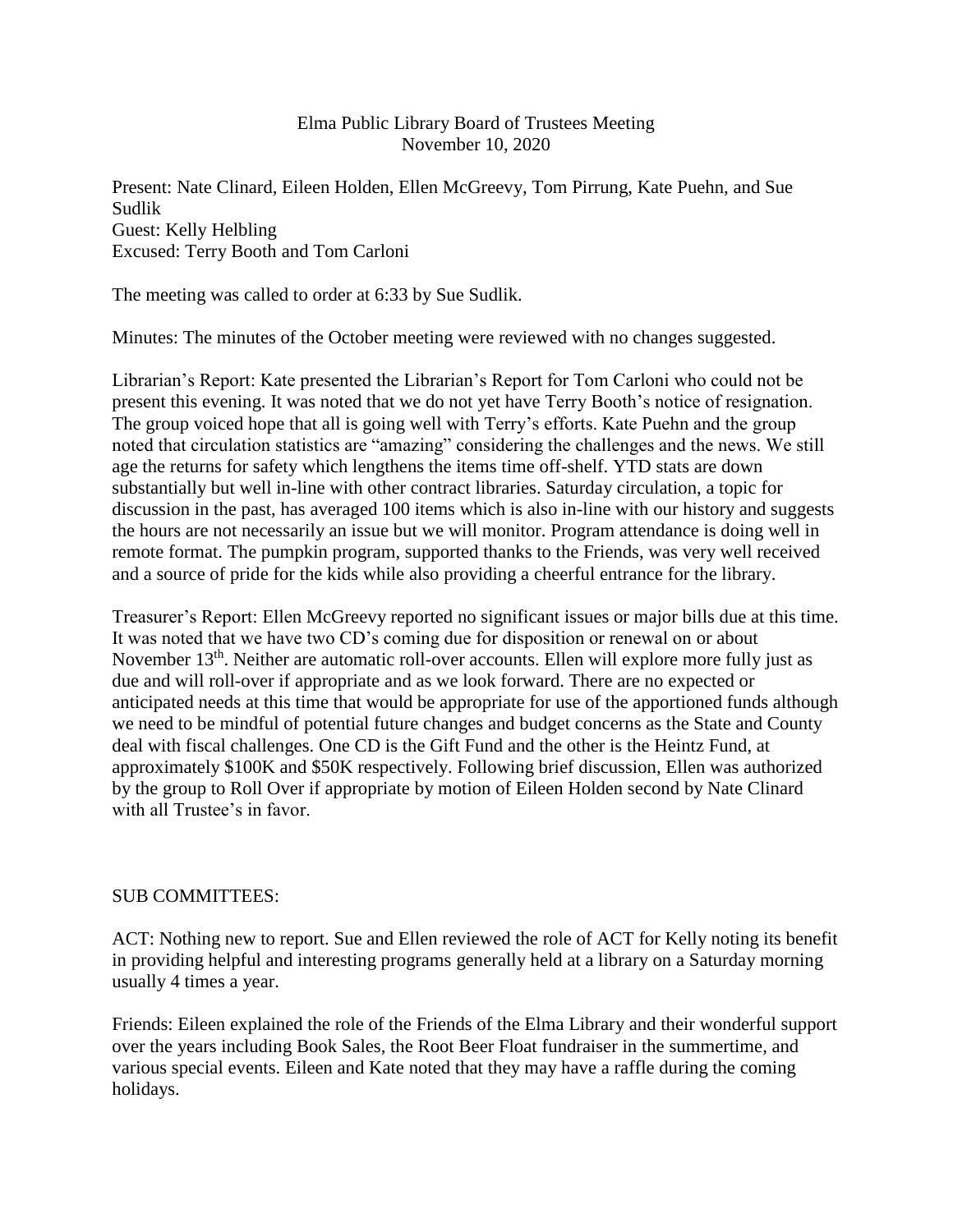Elma Public Library Board of Trustees Meeting
November 10, 2020

Present: Nate Clinard, Eileen Holden, Ellen McGreevy, Tom Pirrung, Kate Puehn, and Sue Sudlik
Guest: Kelly Helbling
Excused: Terry Booth and Tom Carloni

The meeting was called to order at 6:33 by Sue Sudlik.

Minutes: The minutes of the October meeting were reviewed with no changes suggested.

Librarian's Report: Kate presented the Librarian's Report for Tom Carloni who could not be present this evening. It was noted that we do not yet have Terry Booth's notice of resignation. The group voiced hope that all is going well with Terry's efforts. Kate Puehn and the group noted that circulation statistics are "amazing" considering the challenges and the news. We still age the returns for safety which lengthens the items time off-shelf. YTD stats are down substantially but well in-line with other contract libraries. Saturday circulation, a topic for discussion in the past, has averaged 100 items which is also in-line with our history and suggests the hours are not necessarily an issue but we will monitor. Program attendance is doing well in remote format. The pumpkin program, supported thanks to the Friends, was very well received and a source of pride for the kids while also providing a cheerful entrance for the library.

Treasurer's Report: Ellen McGreevy reported no significant issues or major bills due at this time. It was noted that we have two CD's coming due for disposition or renewal on or about November 13th. Neither are automatic roll-over accounts. Ellen will explore more fully just as due and will roll-over if appropriate and as we look forward. There are no expected or anticipated needs at this time that would be appropriate for use of the apportioned funds although we need to be mindful of potential future changes and budget concerns as the State and County deal with fiscal challenges. One CD is the Gift Fund and the other is the Heintz Fund, at approximately \$100K and \$50K respectively. Following brief discussion, Ellen was authorized by the group to Roll Over if appropriate by motion of Eileen Holden second by Nate Clinard with all Trustee's in favor.

SUB COMMITTEES:

ACT: Nothing new to report. Sue and Ellen reviewed the role of ACT for Kelly noting its benefit in providing helpful and interesting programs generally held at a library on a Saturday morning usually 4 times a year.

Friends: Eileen explained the role of the Friends of the Elma Library and their wonderful support over the years including Book Sales, the Root Beer Float fundraiser in the summertime, and various special events. Eileen and Kate noted that they may have a raffle during the coming holidays.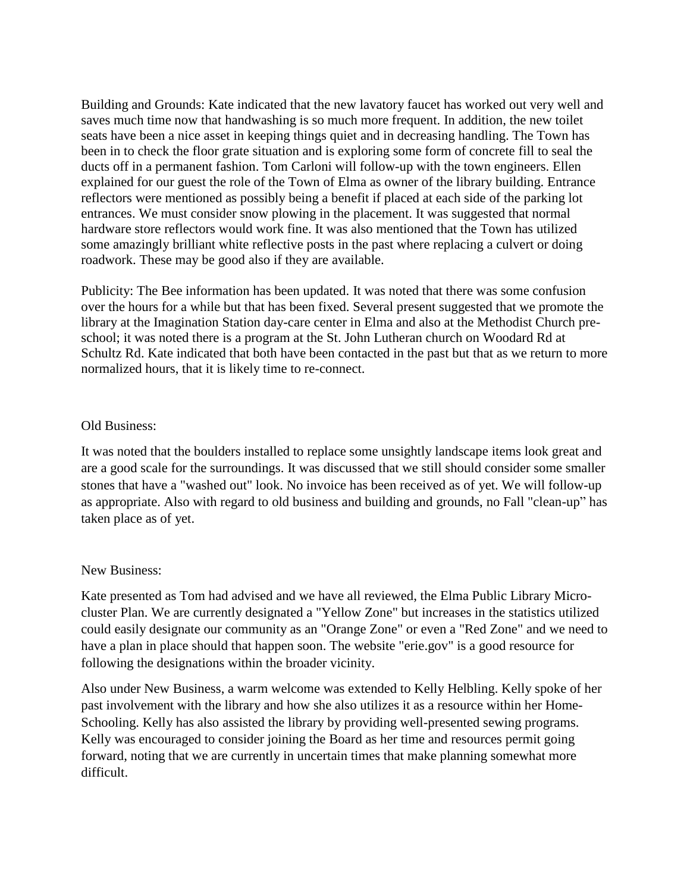Building and Grounds: Kate indicated that the new lavatory faucet has worked out very well and saves much time now that handwashing is so much more frequent. In addition, the new toilet seats have been a nice asset in keeping things quiet and in decreasing handling. The Town has been in to check the floor grate situation and is exploring some form of concrete fill to seal the ducts off in a permanent fashion. Tom Carloni will follow-up with the town engineers. Ellen explained for our guest the role of the Town of Elma as owner of the library building. Entrance reflectors were mentioned as possibly being a benefit if placed at each side of the parking lot entrances. We must consider snow plowing in the placement. It was suggested that normal hardware store reflectors would work fine. It was also mentioned that the Town has utilized some amazingly brilliant white reflective posts in the past where replacing a culvert or doing roadwork. These may be good also if they are available.

Publicity: The Bee information has been updated. It was noted that there was some confusion over the hours for a while but that has been fixed. Several present suggested that we promote the library at the Imagination Station day-care center in Elma and also at the Methodist Church pre-school; it was noted there is a program at the St. John Lutheran church on Woodard Rd at Schultz Rd. Kate indicated that both have been contacted in the past but that as we return to more normalized hours, that it is likely time to re-connect.

Old Business:

It was noted that the boulders installed to replace some unsightly landscape items look great and are a good scale for the surroundings. It was discussed that we still should consider some smaller stones that have a "washed out" look. No invoice has been received as of yet. We will follow-up as appropriate. Also with regard to old business and building and grounds, no Fall "clean-up" has taken place as of yet.

New Business:

Kate presented as Tom had advised and we have all reviewed, the Elma Public Library Micro-cluster Plan. We are currently designated a "Yellow Zone" but increases in the statistics utilized could easily designate our community as an "Orange Zone" or even a "Red Zone" and we need to have a plan in place should that happen soon. The website "erie.gov" is a good resource for following the designations within the broader vicinity.

Also under New Business, a warm welcome was extended to Kelly Helbling. Kelly spoke of her past involvement with the library and how she also utilizes it as a resource within her Home-Schooling. Kelly has also assisted the library by providing well-presented sewing programs. Kelly was encouraged to consider joining the Board as her time and resources permit going forward, noting that we are currently in uncertain times that make planning somewhat more difficult.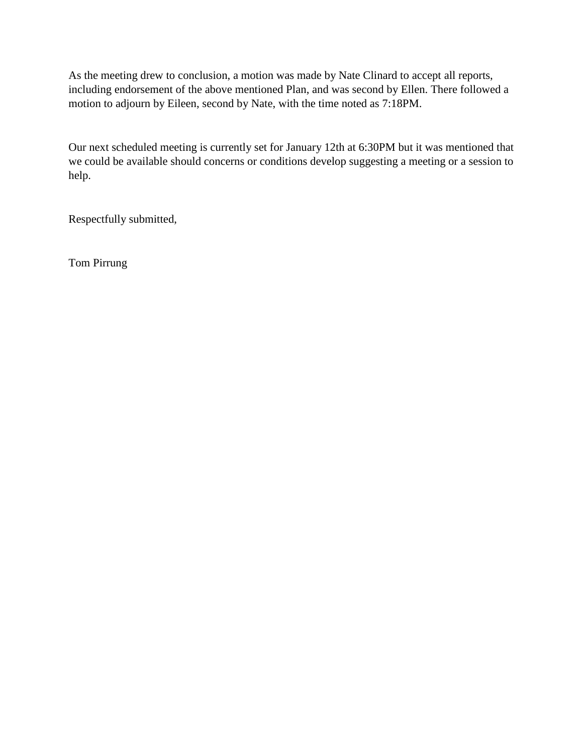As the meeting drew to conclusion, a motion was made by Nate Clinard to accept all reports, including endorsement of the above mentioned Plan, and was second by Ellen. There followed a motion to adjourn by Eileen, second by Nate, with the time noted as 7:18PM.

Our next scheduled meeting is currently set for January 12th at 6:30PM but it was mentioned that we could be available should concerns or conditions develop suggesting a meeting or a session to help.

Respectfully submitted,

Tom Pirrung